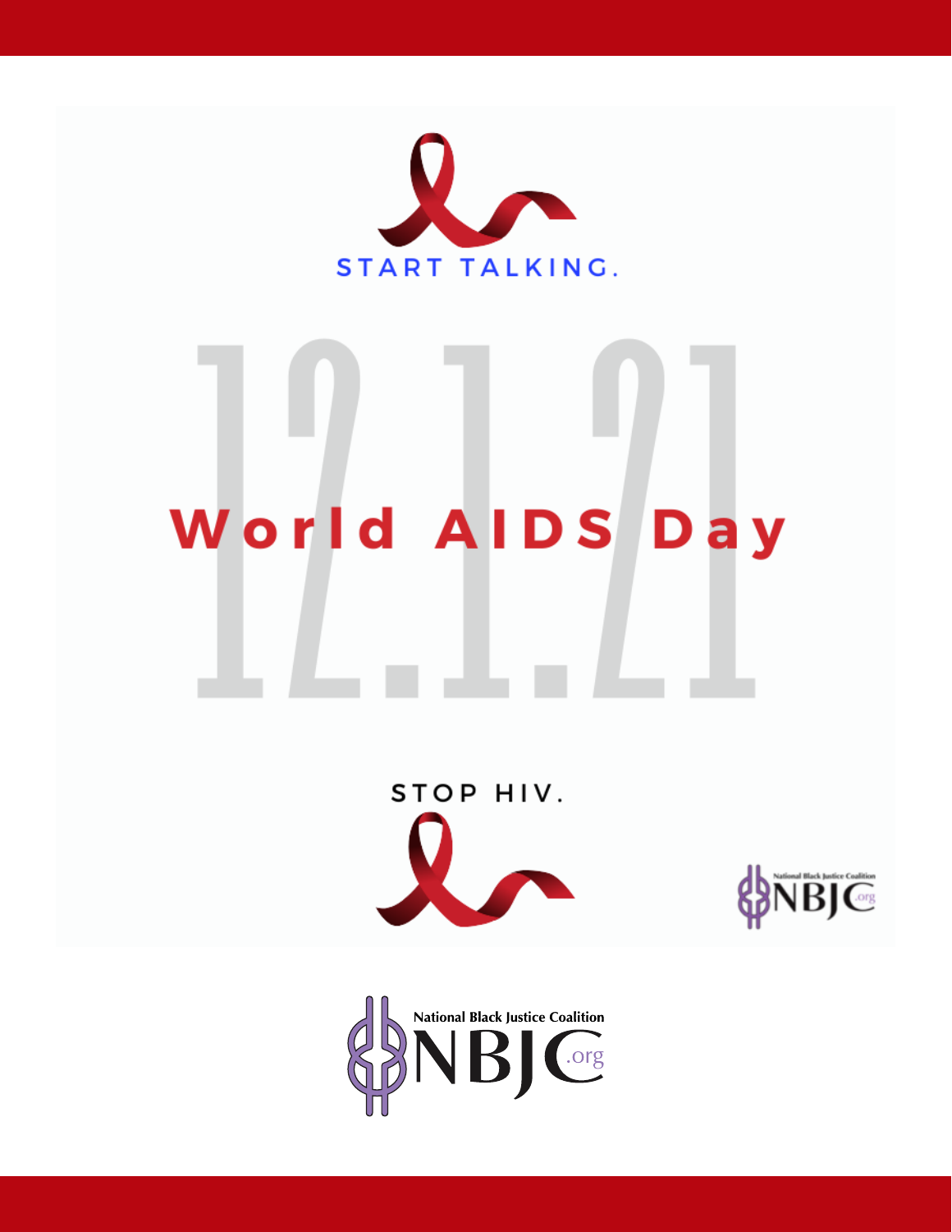START TALKING.

12.1.21

# World AIDS Day

STOP HIV.

National Black Justice Coalition

NBJC.org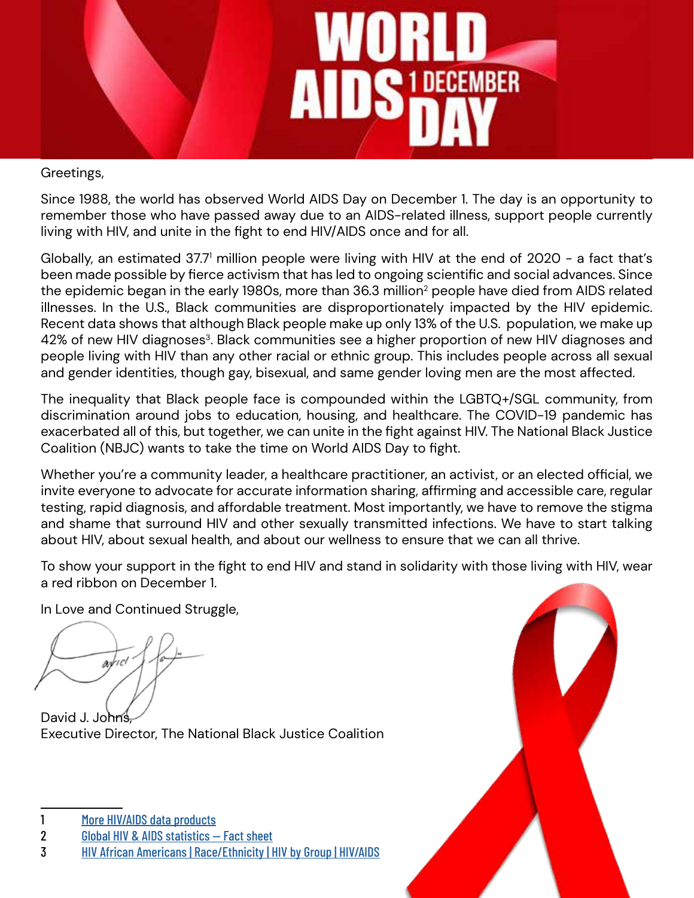# WORLD AIDS DAY

1 DECEMBER

Greetings,

Since 1988, the world has observed World AIDS Day on December 1. The day is an opportunity to remember those who have passed away due to an AIDS-related illness, support people currently living with HIV, and unite in the fight to end HIV/AIDS once and for all.

Globally, an estimated 37.7[1] million people were living with HIV at the end of 2020 - a fact that's been made possible by fierce activism that has led to ongoing scientific and social advances. Since the epidemic began in the early 1980s, more than 36.3 million[2] people have died from AIDS related illnesses. In the U.S., Black communities are disproportionately impacted by the HIV epidemic. Recent data shows that although Black people make up only 13% of the U.S. population, we make up 42% of new HIV diagnoses[3]. Black communities see a higher proportion of new HIV diagnoses and people living with HIV than any other racial or ethnic group. This includes people across all sexual and gender identities, though gay, bisexual, and same gender loving men are the most affected.

The inequality that Black people face is compounded within the LGBTQ+/SGL community, from discrimination around jobs to education, housing, and healthcare. The COVID-19 pandemic has exacerbated all of this, but together, we can unite in the fight against HIV. The National Black Justice Coalition (NBJC) wants to take the time on World AIDS Day to fight.

Whether you're a community leader, a healthcare practitioner, an activist, or an elected official, we invite everyone to advocate for accurate information sharing, affirming and accessible care, regular testing, rapid diagnosis, and affordable treatment. Most importantly, we have to remove the stigma and shame that surround HIV and other sexually transmitted infections. We have to start talking about HIV, about sexual health, and about our wellness to ensure that we can all thrive.

To show your support in the fight to end HIV and stand in solidarity with those living with HIV, wear a red ribbon on December 1.

In Love and Continued Struggle,

David J. Johns,
Executive Director, The National Black Justice Coalition

---

1 More HIV/AIDS data products
2 Global HIV & AIDS statistics — Fact sheet
3 HIV African Americans | Race/Ethnicity | HIV by Group | HIV/AIDS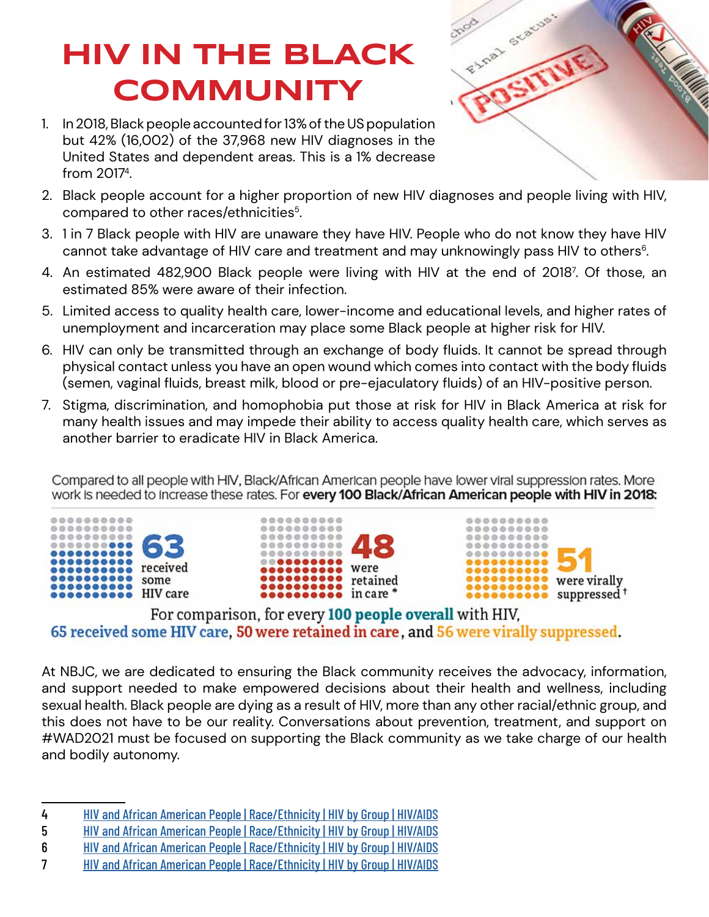# HIV IN THE BLACK COMMUNITY

1. In 2018, Black people accounted for 13% of the US population but 42% (16,002) of the 37,968 new HIV diagnoses in the United States and dependent areas. This is a 1% decrease from 2017[4].
2. Black people account for a higher proportion of new HIV diagnoses and people living with HIV, compared to other races/ethnicities[5].
3. 1 in 7 Black people with HIV are unaware they have HIV. People who do not know they have HIV cannot take advantage of HIV care and treatment and may unknowingly pass HIV to others[6].
4. An estimated 482,900 Black people were living with HIV at the end of 2018[7]. Of those, an estimated 85% were aware of their infection.
5. Limited access to quality health care, lower-income and educational levels, and higher rates of unemployment and incarceration may place some Black people at higher risk for HIV.
6. HIV can only be transmitted through an exchange of body fluids. It cannot be spread through physical contact unless you have an open wound which comes into contact with the body fluids (semen, vaginal fluids, breast milk, blood or pre-ejaculatory fluids) of an HIV-positive person.
7. Stigma, discrimination, and homophobia put those at risk for HIV in Black America at risk for many health issues and may impede their ability to access quality health care, which serves as another barrier to eradicate HIV in Black America.

Compared to all people with HIV, Black/African American people have lower viral suppression rates. More work is needed to increase these rates. For **every 100 Black/African American people with HIV in 2018:**

**63** received some HIV care

**48** were retained in care *

**51** were virally suppressed †

For comparison, for every **100 people overall** with HIV, **65 received some HIV care**, **50 were retained in care**, and **56 were virally suppressed**.

At NBJC, we are dedicated to ensuring the Black community receives the advocacy, information, and support needed to make empowered decisions about their health and wellness, including sexual health. Black people are dying as a result of HIV, more than any other racial/ethnic group, and this does not have to be our reality. Conversations about prevention, treatment, and support on #WAD2021 must be focused on supporting the Black community as we take charge of our health and bodily autonomy.

---

4 HIV and African American People | Race/Ethnicity | HIV by Group | HIV/AIDS

5 HIV and African American People | Race/Ethnicity | HIV by Group | HIV/AIDS

6 HIV and African American People | Race/Ethnicity | HIV by Group | HIV/AIDS

7 HIV and African American People | Race/Ethnicity | HIV by Group | HIV/AIDS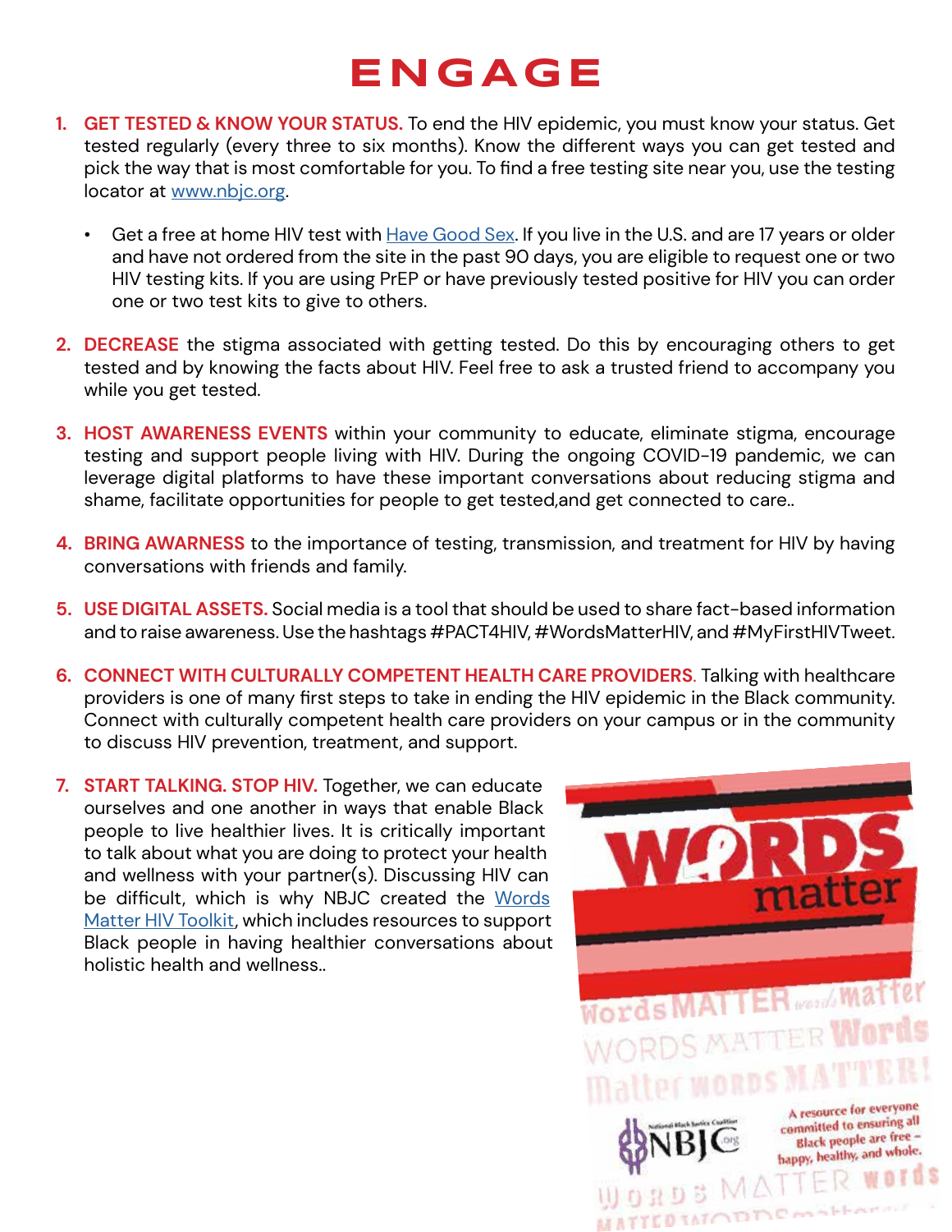# ENGAGE

1. **GET TESTED & KNOW YOUR STATUS.** To end the HIV epidemic, you must know your status. Get tested regularly (every three to six months). Know the different ways you can get tested and pick the way that is most comfortable for you. To find a free testing site near you, use the testing locator at www.nbjc.org.

    - Get a free at home HIV test with Have Good Sex. If you live in the U.S. and are 17 years or older and have not ordered from the site in the past 90 days, you are eligible to request one or two HIV testing kits. If you are using PrEP or have previously tested positive for HIV you can order one or two test kits to give to others.

2. **DECREASE** the stigma associated with getting tested. Do this by encouraging others to get tested and by knowing the facts about HIV. Feel free to ask a trusted friend to accompany you while you get tested.

3. **HOST AWARENESS EVENTS** within your community to educate, eliminate stigma, encourage testing and support people living with HIV. During the ongoing COVID-19 pandemic, we can leverage digital platforms to have these important conversations about reducing stigma and shame, facilitate opportunities for people to get tested,and get connected to care..

4. **BRING AWARNESS** to the importance of testing, transmission, and treatment for HIV by having conversations with friends and family.

5. **USE DIGITAL ASSETS.** Social media is a tool that should be used to share fact-based information and to raise awareness. Use the hashtags #PACT4HIV, #WordsMatterHIV, and #MyFirstHIVTweet.

6. **CONNECT WITH CULTURALLY COMPETENT HEALTH CARE PROVIDERS.** Talking with healthcare providers is one of many first steps to take in ending the HIV epidemic in the Black community. Connect with culturally competent health care providers on your campus or in the community to discuss HIV prevention, treatment, and support.

7. **START TALKING. STOP HIV.** Together, we can educate ourselves and one another in ways that enable Black people to live healthier lives. It is critically important to talk about what you are doing to protect your health and wellness with your partner(s). Discussing HIV can be difficult, which is why NBJC created the Words Matter HIV Toolkit, which includes resources to support Black people in having healthier conversations about holistic health and wellness..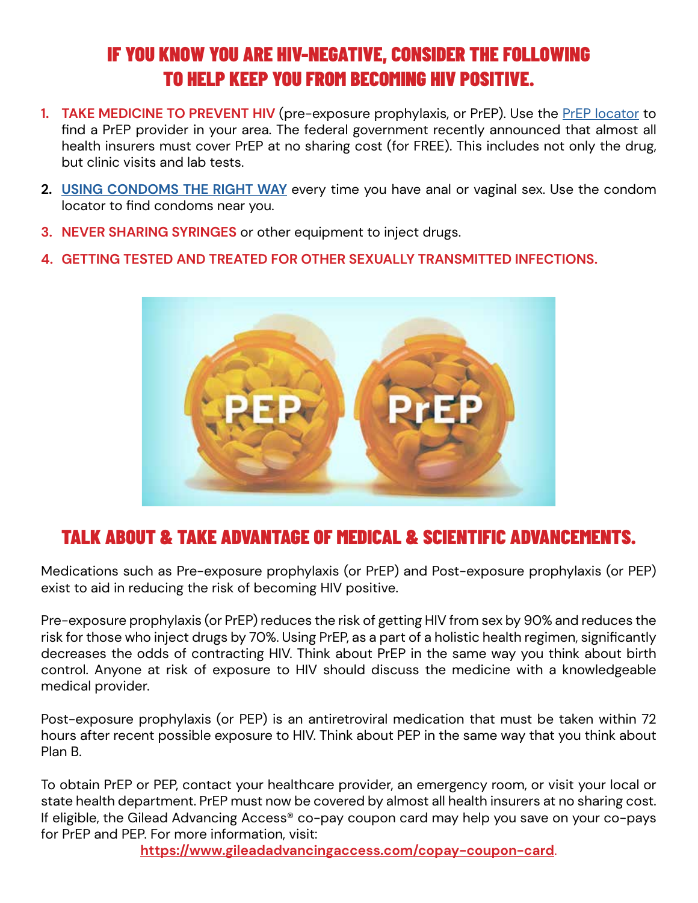## IF YOU KNOW YOU ARE HIV-NEGATIVE, CONSIDER THE FOLLOWING TO HELP KEEP YOU FROM BECOMING HIV POSITIVE.

1. **TAKE MEDICINE TO PREVENT HIV** (pre-exposure prophylaxis, or PrEP). Use the PrEP locator to find a PrEP provider in your area. The federal government recently announced that almost all health insurers must cover PrEP at no sharing cost (for FREE). This includes not only the drug, but clinic visits and lab tests.
2. **USING CONDOMS THE RIGHT WAY** every time you have anal or vaginal sex. Use the condom locator to find condoms near you.
3. **NEVER SHARING SYRINGES** or other equipment to inject drugs.
4. **GETTING TESTED AND TREATED FOR OTHER SEXUALLY TRANSMITTED INFECTIONS.**

## TALK ABOUT & TAKE ADVANTAGE OF MEDICAL & SCIENTIFIC ADVANCEMENTS.

Medications such as Pre-exposure prophylaxis (or PrEP) and Post-exposure prophylaxis (or PEP) exist to aid in reducing the risk of becoming HIV positive.

Pre-exposure prophylaxis (or PrEP) reduces the risk of getting HIV from sex by 90% and reduces the risk for those who inject drugs by 70%. Using PrEP, as a part of a holistic health regimen, significantly decreases the odds of contracting HIV. Think about PrEP in the same way you think about birth control. Anyone at risk of exposure to HIV should discuss the medicine with a knowledgeable medical provider.

Post-exposure prophylaxis (or PEP) is an antiretroviral medication that must be taken within 72 hours after recent possible exposure to HIV. Think about PEP in the same way that you think about Plan B.

To obtain PrEP or PEP, contact your healthcare provider, an emergency room, or visit your local or state health department. PrEP must now be covered by almost all health insurers at no sharing cost. If eligible, the Gilead Advancing Access® co-pay coupon card may help you save on your co-pays for PrEP and PEP. For more information, visit:

**https://www.gileadadvancingaccess.com/copay-coupon-card**.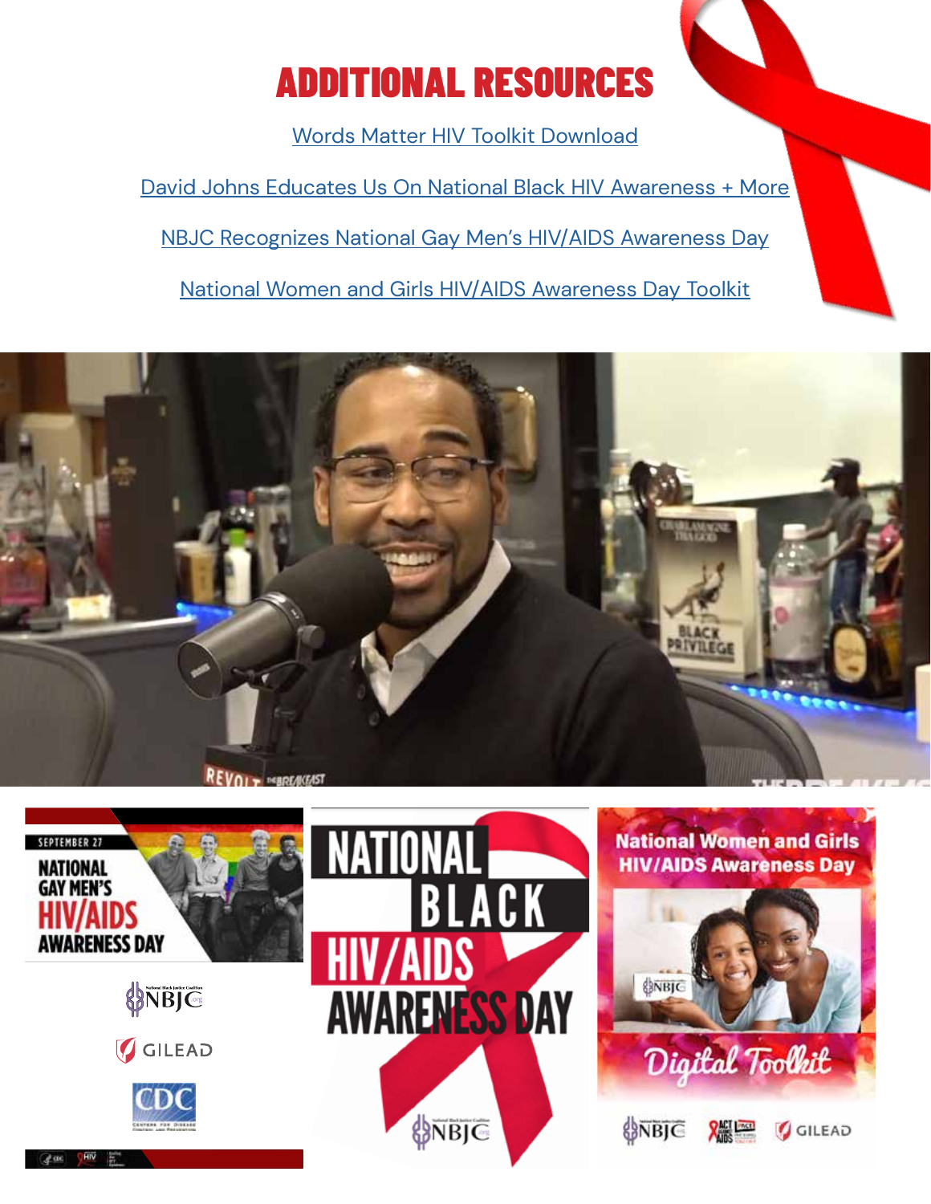# ADDITIONAL RESOURCES

Words Matter HIV Toolkit Download

David Johns Educates Us On National Black HIV Awareness + More

NBJC Recognizes National Gay Men's HIV/AIDS Awareness Day

National Women and Girls HIV/AIDS Awareness Day Toolkit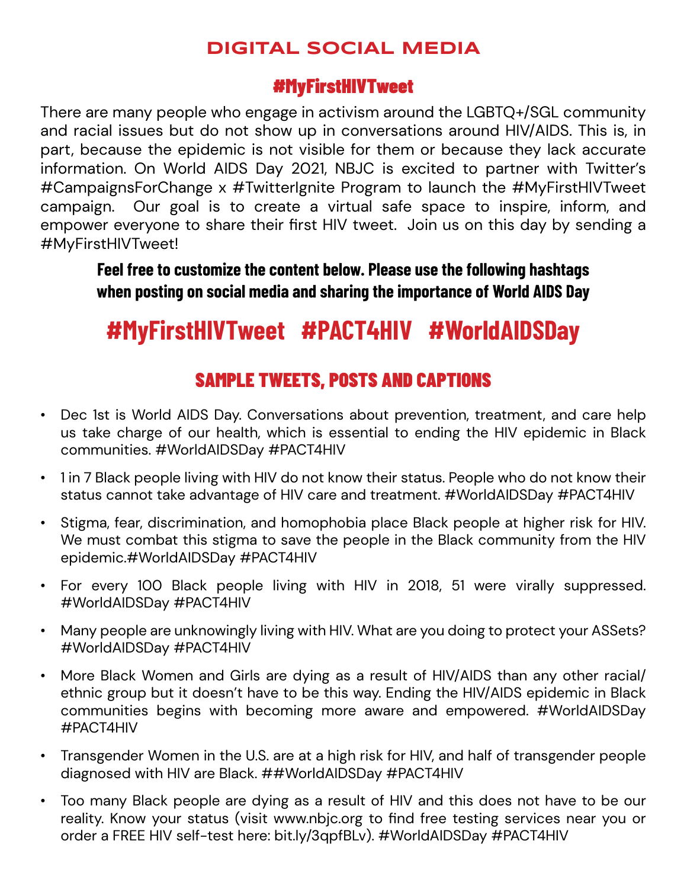# DIGITAL SOCIAL MEDIA

## #MyFirstHIVTweet

There are many people who engage in activism around the LGBTQ+/SGL community and racial issues but do not show up in conversations around HIV/AIDS. This is, in part, because the epidemic is not visible for them or because they lack accurate information. On World AIDS Day 2021, NBJC is excited to partner with Twitter's #CampaignsForChange x #TwitterIgnite Program to launch the #MyFirstHIVTweet campaign. Our goal is to create a virtual safe space to inspire, inform, and empower everyone to share their first HIV tweet. Join us on this day by sending a #MyFirstHIVTweet!

**Feel free to customize the content below. Please use the following hashtags when posting on social media and sharing the importance of World AIDS Day**

## #MyFirstHIVTweet #PACT4HIV #WorldAIDSDay

## SAMPLE TWEETS, POSTS AND CAPTIONS

- Dec 1st is World AIDS Day. Conversations about prevention, treatment, and care help us take charge of our health, which is essential to ending the HIV epidemic in Black communities. #WorldAIDSDay #PACT4HIV
- 1 in 7 Black people living with HIV do not know their status. People who do not know their status cannot take advantage of HIV care and treatment. #WorldAIDSDay #PACT4HIV
- Stigma, fear, discrimination, and homophobia place Black people at higher risk for HIV. We must combat this stigma to save the people in the Black community from the HIV epidemic.#WorldAIDSDay #PACT4HIV
- For every 100 Black people living with HIV in 2018, 51 were virally suppressed. #WorldAIDSDay #PACT4HIV
- Many people are unknowingly living with HIV. What are you doing to protect your ASSets? #WorldAIDSDay #PACT4HIV
- More Black Women and Girls are dying as a result of HIV/AIDS than any other racial/ ethnic group but it doesn't have to be this way. Ending the HIV/AIDS epidemic in Black communities begins with becoming more aware and empowered. #WorldAIDSDay #PACT4HIV
- Transgender Women in the U.S. are at a high risk for HIV, and half of transgender people diagnosed with HIV are Black. ##WorldAIDSDay #PACT4HIV
- Too many Black people are dying as a result of HIV and this does not have to be our reality. Know your status (visit www.nbjc.org to find free testing services near you or order a FREE HIV self-test here: bit.ly/3qpfBLv). #WorldAIDSDay #PACT4HIV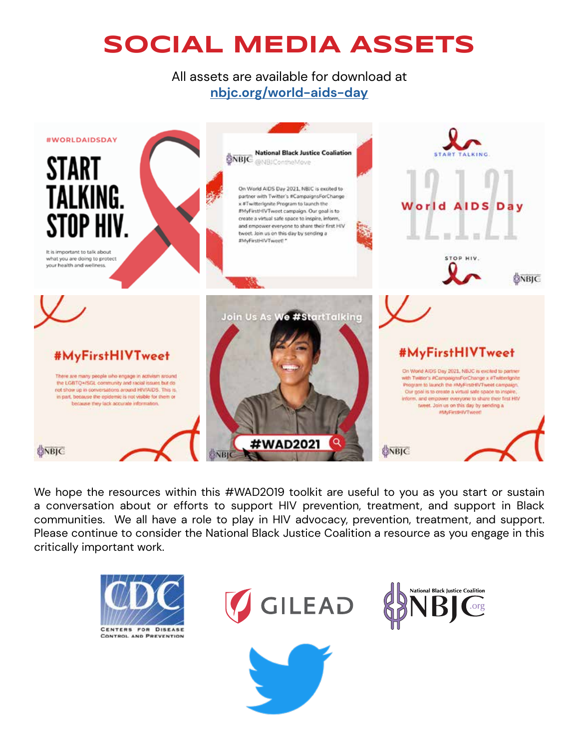# SOCIAL MEDIA ASSETS

All assets are available for download at
nbjc.org/world-aids-day

#WORLDAIDSDAY

START TALKING. STOP HIV.

It is important to talk about what you are doing to protect your health and wellness.

National Black Justice Coaliation
@NBJContheMove

On World AIDS Day 2021, NBJC is excited to partner with Twitter's #CampaignsForChange x #TwitterIgnite Program to launch the #MyFirstHIVTweet campaign. Our goal is to create a virtual safe space to inspire, inform, and empower everyone to share their first HIV tweet. Join us on this day by sending a #MyFirstHIVTweet! "

START TALKING.
12.1.21
World AIDS Day
STOP HIV.
NBJC

#MyFirstHIVTweet

There are many people who engage in activism around the LGBTQ+/SGL community and racial issues but do not show up in conversations around HIV/AIDS. This is, in part, because the epidemic is not visible for them or because they lack accurate information.

NBJC

Join Us As We #StartTalking

#WAD2021

NBJC

#MyFirstHIVTweet

On World AIDS Day 2021, NBJC is excited to partner with Twitter's #CampaignsForChange x #TwitterIgnite Program to launch the #MyFirstHIVTweet campaign. Our goal is to create a virtual safe space to inspire, inform, and empower everyone to share their first HIV tweet. Join us on this day by sending a #MyFirstHIVTweet!

NBJC

We hope the resources within this #WAD2019 toolkit are useful to you as you start or sustain a conversation about or efforts to support HIV prevention, treatment, and support in Black communities. We all have a role to play in HIV advocacy, prevention, treatment, and support. Please continue to consider the National Black Justice Coalition a resource as you engage in this critically important work.

CDC CENTERS FOR DISEASE CONTROL AND PREVENTION

GILEAD

National Black Justice Coalition NBJC.org